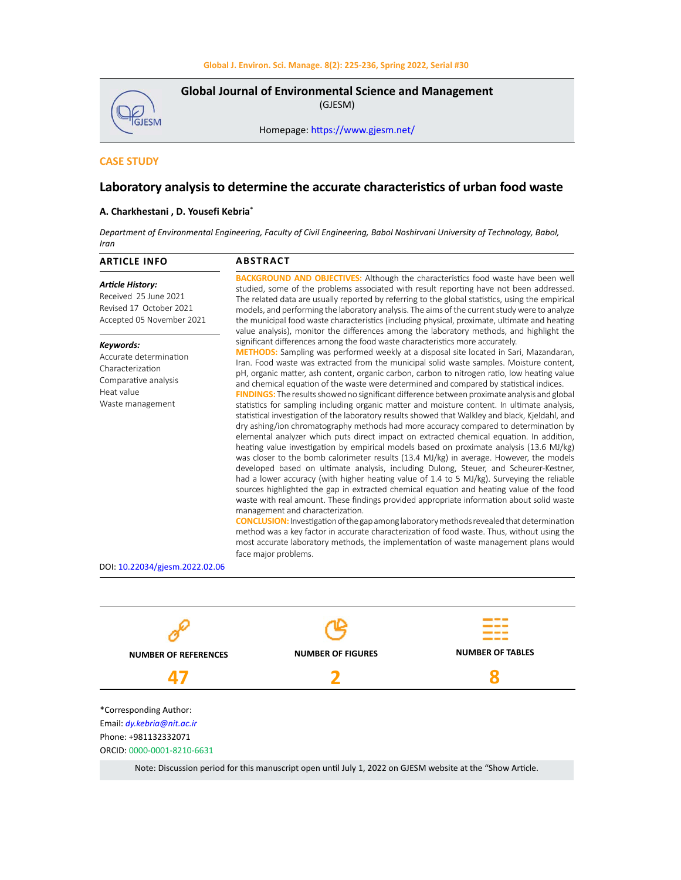**Global Journal of Environmental Science and Management**
(GJESM)

Homepage: https://www.gjesm.net/

CASE STUDY

# Laboratory analysis to determine the accurate characteristics of urban food waste

**A. Charkhestani , D. Yousefi Kebria***

*Department of Environmental Engineering, Faculty of Civil Engineering, Babol Noshirvani University of Technology, Babol, Iran*

## ARTICLE INFO

***Article History:***
Received 25 June 2021
Revised 17 October 2021
Accepted 05 November 2021

***Keywords:***
Accurate determination
Characterization
Comparative analysis
Heat value
Waste management

## ABSTRACT

**BACKGROUND AND OBJECTIVES:** Although the characteristics food waste have been well studied, some of the problems associated with result reporting have not been addressed. The related data are usually reported by referring to the global statistics, using the empirical models, and performing the laboratory analysis. The aims of the current study were to analyze the municipal food waste characteristics (including physical, proximate, ultimate and heating value analysis), monitor the differences among the laboratory methods, and highlight the significant differences among the food waste characteristics more accurately.

**METHODS:** Sampling was performed weekly at a disposal site located in Sari, Mazandaran, Iran. Food waste was extracted from the municipal solid waste samples. Moisture content, pH, organic matter, ash content, organic carbon, carbon to nitrogen ratio, low heating value and chemical equation of the waste were determined and compared by statistical indices.

**FINDINGS:** The results showed no significant difference between proximate analysis and global statistics for sampling including organic matter and moisture content. In ultimate analysis, statistical investigation of the laboratory results showed that Walkley and black, Kjeldahl, and dry ashing/ion chromatography methods had more accuracy compared to determination by elemental analyzer which puts direct impact on extracted chemical equation. In addition, heating value investigation by empirical models based on proximate analysis (13.6 MJ/kg) was closer to the bomb calorimeter results (13.4 MJ/kg) in average. However, the models developed based on ultimate analysis, including Dulong, Steuer, and Scheurer-Kestner, had a lower accuracy (with higher heating value of 1.4 to 5 MJ/kg). Surveying the reliable sources highlighted the gap in extracted chemical equation and heating value of the food waste with real amount. These findings provided appropriate information about solid waste management and characterization.

**CONCLUSION:** Investigation of the gap among laboratory methods revealed that determination method was a key factor in accurate characterization of food waste. Thus, without using the most accurate laboratory methods, the implementation of waste management plans would face major problems.

DOI: 10.22034/gjesm.2022.02.06

| NUMBER OF REFERENCES | NUMBER OF FIGURES | NUMBER OF TABLES |
|---|---|---|
| 47 | 2 | 8 |

*Corresponding Author:
Email: dy.kebria@nit.ac.ir
Phone: +981132332071
ORCID: 0000-0001-8210-6631

Note: Discussion period for this manuscript open until July 1, 2022 on GJESM website at the "Show Article.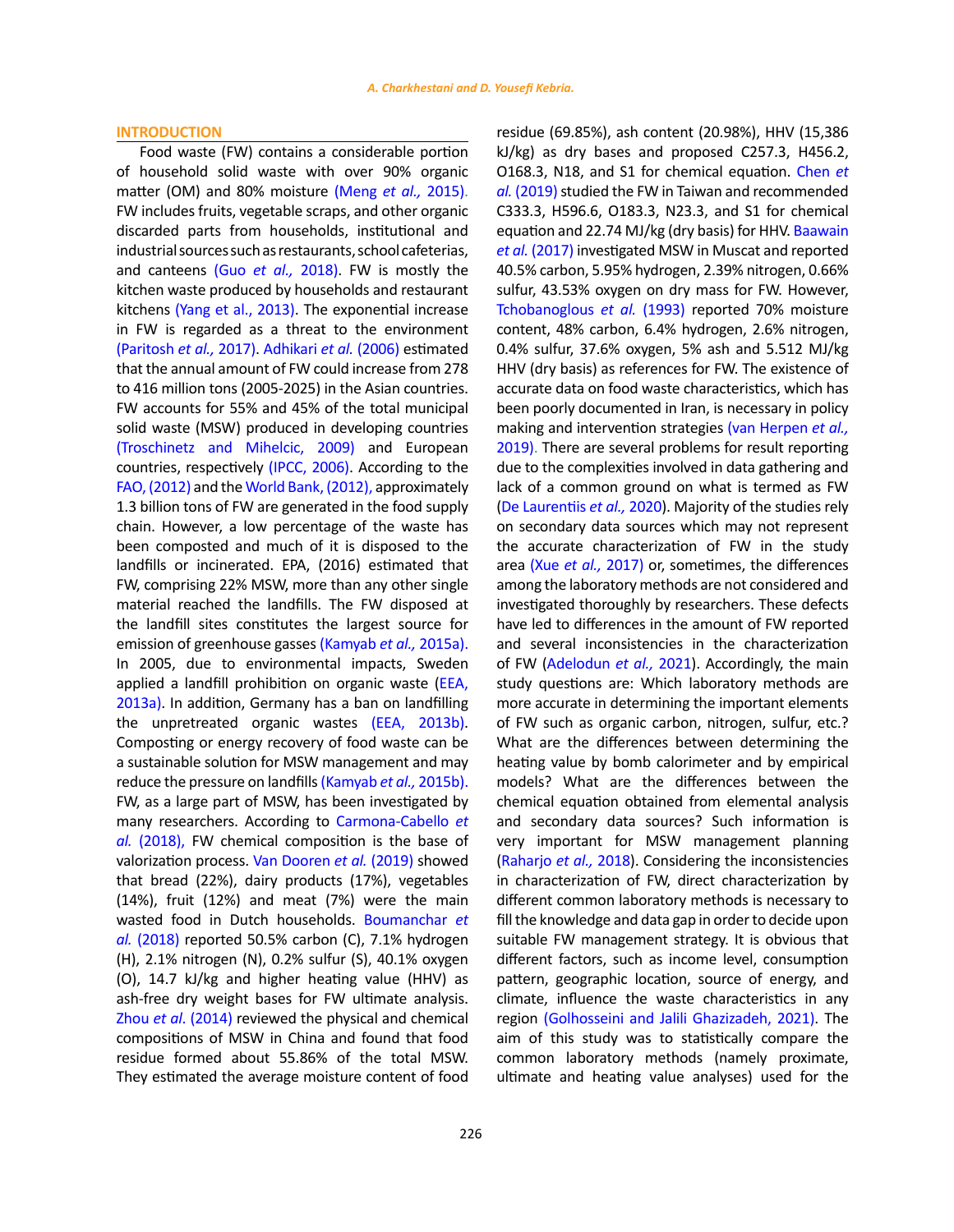## INTRODUCTION

Food waste (FW) contains a considerable portion of household solid waste with over 90% organic matter (OM) and 80% moisture (Meng *et al.,* 2015). FW includes fruits, vegetable scraps, and other organic discarded parts from households, institutional and industrial sources such as restaurants, school cafeterias, and canteens (Guo *et al.,* 2018). FW is mostly the kitchen waste produced by households and restaurant kitchens (Yang et al., 2013). The exponential increase in FW is regarded as a threat to the environment (Paritosh *et al.,* 2017). Adhikari *et al.* (2006) estimated that the annual amount of FW could increase from 278 to 416 million tons (2005-2025) in the Asian countries. FW accounts for 55% and 45% of the total municipal solid waste (MSW) produced in developing countries (Troschinetz and Mihelcic, 2009) and European countries, respectively (IPCC, 2006). According to the FAO, (2012) and the World Bank, (2012), approximately 1.3 billion tons of FW are generated in the food supply chain. However, a low percentage of the waste has been composted and much of it is disposed to the landfills or incinerated. EPA, (2016) estimated that FW, comprising 22% MSW, more than any other single material reached the landfills. The FW disposed at the landfill sites constitutes the largest source for emission of greenhouse gasses (Kamyab *et al.,* 2015a). In 2005, due to environmental impacts, Sweden applied a landfill prohibition on organic waste (EEA, 2013a). In addition, Germany has a ban on landfilling the unpretreated organic wastes (EEA, 2013b). Composting or energy recovery of food waste can be a sustainable solution for MSW management and may reduce the pressure on landfills (Kamyab *et al.,* 2015b). FW, as a large part of MSW, has been investigated by many researchers. According to Carmona-Cabello *et al.* (2018), FW chemical composition is the base of valorization process. Van Dooren *et al.* (2019) showed that bread (22%), dairy products (17%), vegetables (14%), fruit (12%) and meat (7%) were the main wasted food in Dutch households. Boumanchar *et al.* (2018) reported 50.5% carbon (C), 7.1% hydrogen (H), 2.1% nitrogen (N), 0.2% sulfur (S), 40.1% oxygen (O), 14.7 kJ/kg and higher heating value (HHV) as ash-free dry weight bases for FW ultimate analysis. Zhou *et al.* (2014) reviewed the physical and chemical compositions of MSW in China and found that food residue formed about 55.86% of the total MSW. They estimated the average moisture content of food residue (69.85%), ash content (20.98%), HHV (15,386 kJ/kg) as dry bases and proposed $C_{257.3}$, $H_{456.2}$, $O_{168.3}$, $N_{18}$, and $S_1$ for chemical equation. Chen *et al.* (2019) studied the FW in Taiwan and recommended $C_{333.3}$, $H_{596.6}$, $O_{183.3}$, $N_{23.3}$, and $S_1$ for chemical equation and 22.74 MJ/kg (dry basis) for HHV. Baawain *et al.* (2017) investigated MSW in Muscat and reported 40.5% carbon, 5.95% hydrogen, 2.39% nitrogen, 0.66% sulfur, 43.53% oxygen on dry mass for FW. However, Tchobanoglous *et al.* (1993) reported 70% moisture content, 48% carbon, 6.4% hydrogen, 2.6% nitrogen, 0.4% sulfur, 37.6% oxygen, 5% ash and 5.512 MJ/kg HHV (dry basis) as references for FW. The existence of accurate data on food waste characteristics, which has been poorly documented in Iran, is necessary in policy making and intervention strategies (van Herpen *et al.,* 2019). There are several problems for result reporting due to the complexities involved in data gathering and lack of a common ground on what is termed as FW (De Laurentiis *et al.,* 2020). Majority of the studies rely on secondary data sources which may not represent the accurate characterization of FW in the study area (Xue *et al.,* 2017) or, sometimes, the differences among the laboratory methods are not considered and investigated thoroughly by researchers. These defects have led to differences in the amount of FW reported and several inconsistencies in the characterization of FW (Adelodun *et al.,* 2021). Accordingly, the main study questions are: Which laboratory methods are more accurate in determining the important elements of FW such as organic carbon, nitrogen, sulfur, etc.? What are the differences between determining the heating value by bomb calorimeter and by empirical models? What are the differences between the chemical equation obtained from elemental analysis and secondary data sources? Such information is very important for MSW management planning (Raharjo *et al.,* 2018). Considering the inconsistencies in characterization of FW, direct characterization by different common laboratory methods is necessary to fill the knowledge and data gap in order to decide upon suitable FW management strategy. It is obvious that different factors, such as income level, consumption pattern, geographic location, source of energy, and climate, influence the waste characteristics in any region (Golhosseini and Jalili Ghazizadeh, 2021). The aim of this study was to statistically compare the common laboratory methods (namely proximate, ultimate and heating value analyses) used for the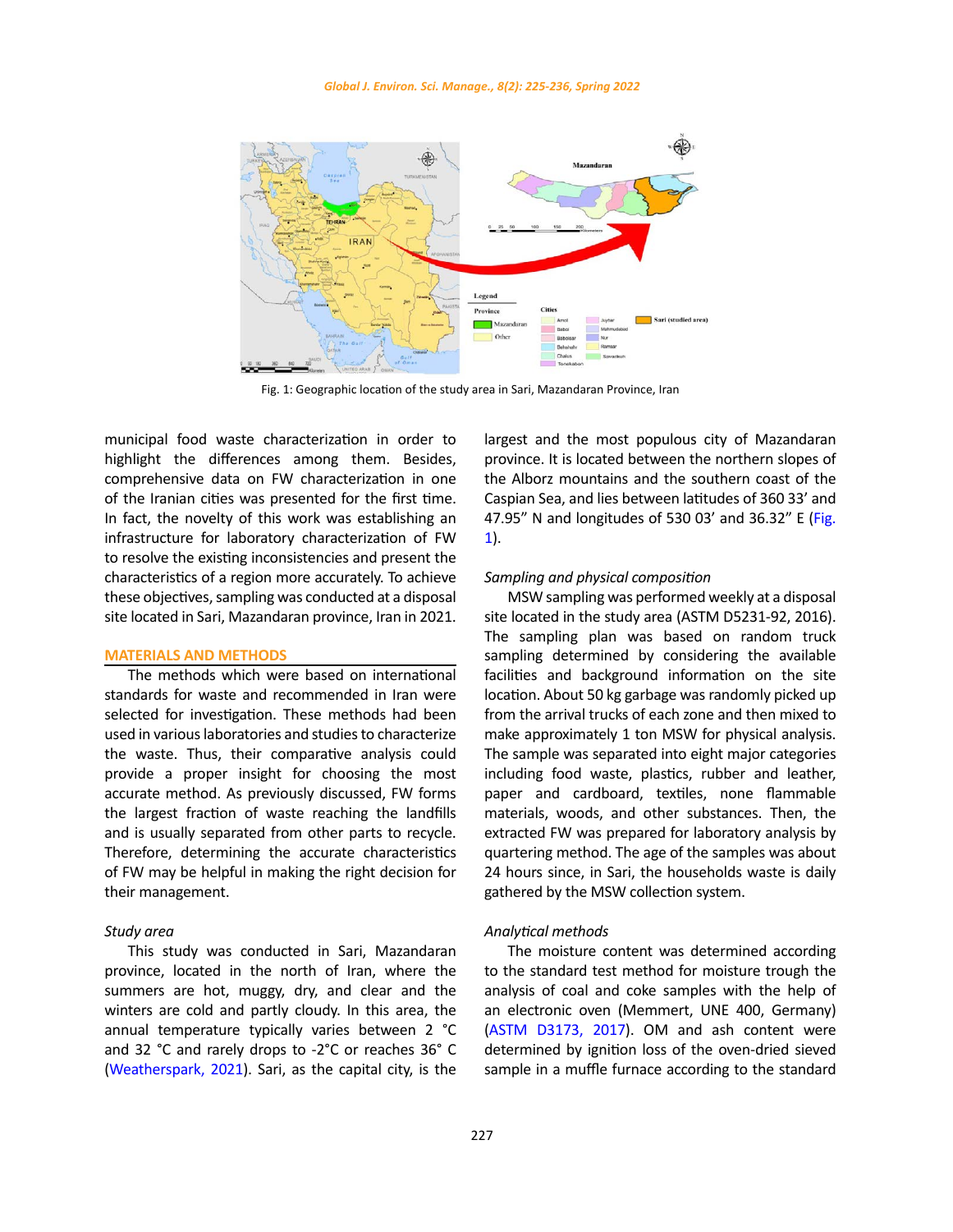Fig. 1: Geographic location of the study area in Sari, Mazandaran Province, Iran

municipal food waste characterization in order to highlight the differences among them. Besides, comprehensive data on FW characterization in one of the Iranian cities was presented for the first time. In fact, the novelty of this work was establishing an infrastructure for laboratory characterization of FW to resolve the existing inconsistencies and present the characteristics of a region more accurately. To achieve these objectives, sampling was conducted at a disposal site located in Sari, Mazandaran province, Iran in 2021.

## MATERIALS AND METHODS

The methods which were based on international standards for waste and recommended in Iran were selected for investigation. These methods had been used in various laboratories and studies to characterize the waste. Thus, their comparative analysis could provide a proper insight for choosing the most accurate method. As previously discussed, FW forms the largest fraction of waste reaching the landfills and is usually separated from other parts to recycle. Therefore, determining the accurate characteristics of FW may be helpful in making the right decision for their management.

### *Study area*

This study was conducted in Sari, Mazandaran province, located in the north of Iran, where the summers are hot, muggy, dry, and clear and the winters are cold and partly cloudy. In this area, the annual temperature typically varies between 2 °C and 32 °C and rarely drops to -2°C or reaches 36° C (Weatherspark, 2021). Sari, as the capital city, is the largest and the most populous city of Mazandaran province. It is located between the northern slopes of the Alborz mountains and the southern coast of the Caspian Sea, and lies between latitudes of 360 33' and 47.95" N and longitudes of 530 03' and 36.32" E (Fig. 1).

### *Sampling and physical composition*

MSW sampling was performed weekly at a disposal site located in the study area (ASTM D5231-92, 2016). The sampling plan was based on random truck sampling determined by considering the available facilities and background information on the site location. About 50 kg garbage was randomly picked up from the arrival trucks of each zone and then mixed to make approximately 1 ton MSW for physical analysis. The sample was separated into eight major categories including food waste, plastics, rubber and leather, paper and cardboard, textiles, none flammable materials, woods, and other substances. Then, the extracted FW was prepared for laboratory analysis by quartering method. The age of the samples was about 24 hours since, in Sari, the households waste is daily gathered by the MSW collection system.

### *Analytical methods*

The moisture content was determined according to the standard test method for moisture trough the analysis of coal and coke samples with the help of an electronic oven (Memmert, UNE 400, Germany) (ASTM D3173, 2017). OM and ash content were determined by ignition loss of the oven-dried sieved sample in a muffle furnace according to the standard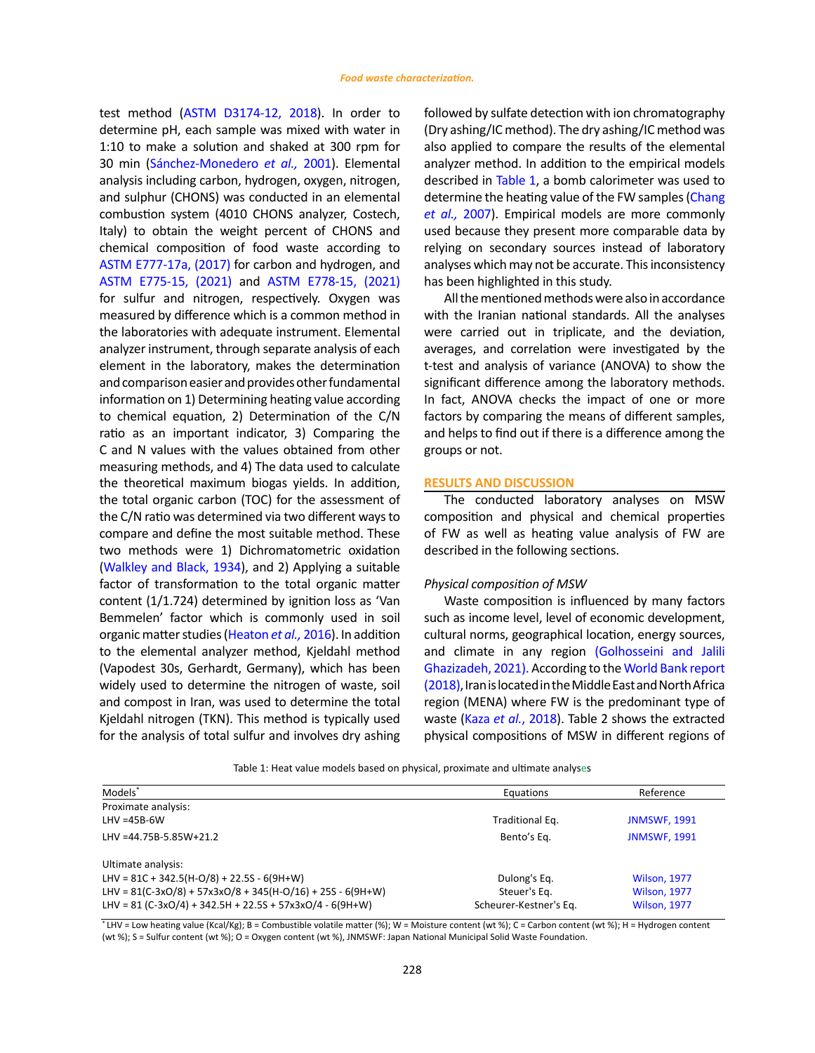test method (ASTM D3174-12, 2018). In order to determine pH, each sample was mixed with water in 1:10 to make a solution and shaked at 300 rpm for 30 min (Sánchez-Monedero *et al.,* 2001). Elemental analysis including carbon, hydrogen, oxygen, nitrogen, and sulphur (CHONS) was conducted in an elemental combustion system (4010 CHONS analyzer, Costech, Italy) to obtain the weight percent of CHONS and chemical composition of food waste according to ASTM E777-17a, (2017) for carbon and hydrogen, and ASTM E775-15, (2021) and ASTM E778-15, (2021) for sulfur and nitrogen, respectively. Oxygen was measured by difference which is a common method in the laboratories with adequate instrument. Elemental analyzer instrument, through separate analysis of each element in the laboratory, makes the determination and comparison easier and provides other fundamental information on 1) Determining heating value according to chemical equation, 2) Determination of the C/N ratio as an important indicator, 3) Comparing the C and N values with the values obtained from other measuring methods, and 4) The data used to calculate the theoretical maximum biogas yields. In addition, the total organic carbon (TOC) for the assessment of the C/N ratio was determined via two different ways to compare and define the most suitable method. These two methods were 1) Dichromatometric oxidation (Walkley and Black, 1934), and 2) Applying a suitable factor of transformation to the total organic matter content (1/1.724) determined by ignition loss as 'Van Bemmelen' factor which is commonly used in soil organic matter studies (Heaton *et al.,* 2016). In addition to the elemental analyzer method, Kjeldahl method (Vapodest 30s, Gerhardt, Germany), which has been widely used to determine the nitrogen of waste, soil and compost in Iran, was used to determine the total Kjeldahl nitrogen (TKN). This method is typically used for the analysis of total sulfur and involves dry ashing followed by sulfate detection with ion chromatography (Dry ashing/IC method). The dry ashing/IC method was also applied to compare the results of the elemental analyzer method. In addition to the empirical models described in Table 1, a bomb calorimeter was used to determine the heating value of the FW samples (Chang *et al.,* 2007). Empirical models are more commonly used because they present more comparable data by relying on secondary sources instead of laboratory analyses which may not be accurate. This inconsistency has been highlighted in this study.

All the mentioned methods were also in accordance with the Iranian national standards. All the analyses were carried out in triplicate, and the deviation, averages, and correlation were investigated by the t-test and analysis of variance (ANOVA) to show the significant difference among the laboratory methods. In fact, ANOVA checks the impact of one or more factors by comparing the means of different samples, and helps to find out if there is a difference among the groups or not.

## RESULTS AND DISCUSSION

The conducted laboratory analyses on MSW composition and physical and chemical properties of FW as well as heating value analysis of FW are described in the following sections.

### *Physical composition of MSW*

Waste composition is influenced by many factors such as income level, level of economic development, cultural norms, geographical location, energy sources, and climate in any region (Golhosseini and Jalili Ghazizadeh, 2021). According to the World Bank report (2018), Iran is located in the Middle East and North Africa region (MENA) where FW is the predominant type of waste (Kaza *et al.*, 2018). Table 2 shows the extracted physical compositions of MSW in different regions of

Table 1: Heat value models based on physical, proximate and ultimate analyses

| Models* | Equations | Reference |
|---|---|---|
| Proximate analysis: | | |
| LHV =45B-6W | Traditional Eq. | JNMSWF, 1991 |
| LHV =44.75B-5.85W+21.2 | Bento's Eq. | JNMSWF, 1991 |
| Ultimate analysis: | | |
| LHV = 81C + 342.5(H-O/8) + 22.5S - 6(9H+W) | Dulong's Eq. | Wilson, 1977 |
| LHV = 81(C-3xO/8) + 57x3xO/8 + 345(H-O/16) + 25S - 6(9H+W) | Steuer's Eq. | Wilson, 1977 |
| LHV = 81 (C-3xO/4) + 342.5H + 22.5S + 57x3xO/4 - 6(9H+W) | Scheurer-Kestner's Eq. | Wilson, 1977 |

*LHV = Low heating value (Kcal/Kg); B = Combustible volatile matter (%); W = Moisture content (wt %); C = Carbon content (wt %); H = Hydrogen content (wt %); S = Sulfur content (wt %); O = Oxygen content (wt %), JNMSWF: Japan National Municipal Solid Waste Foundation.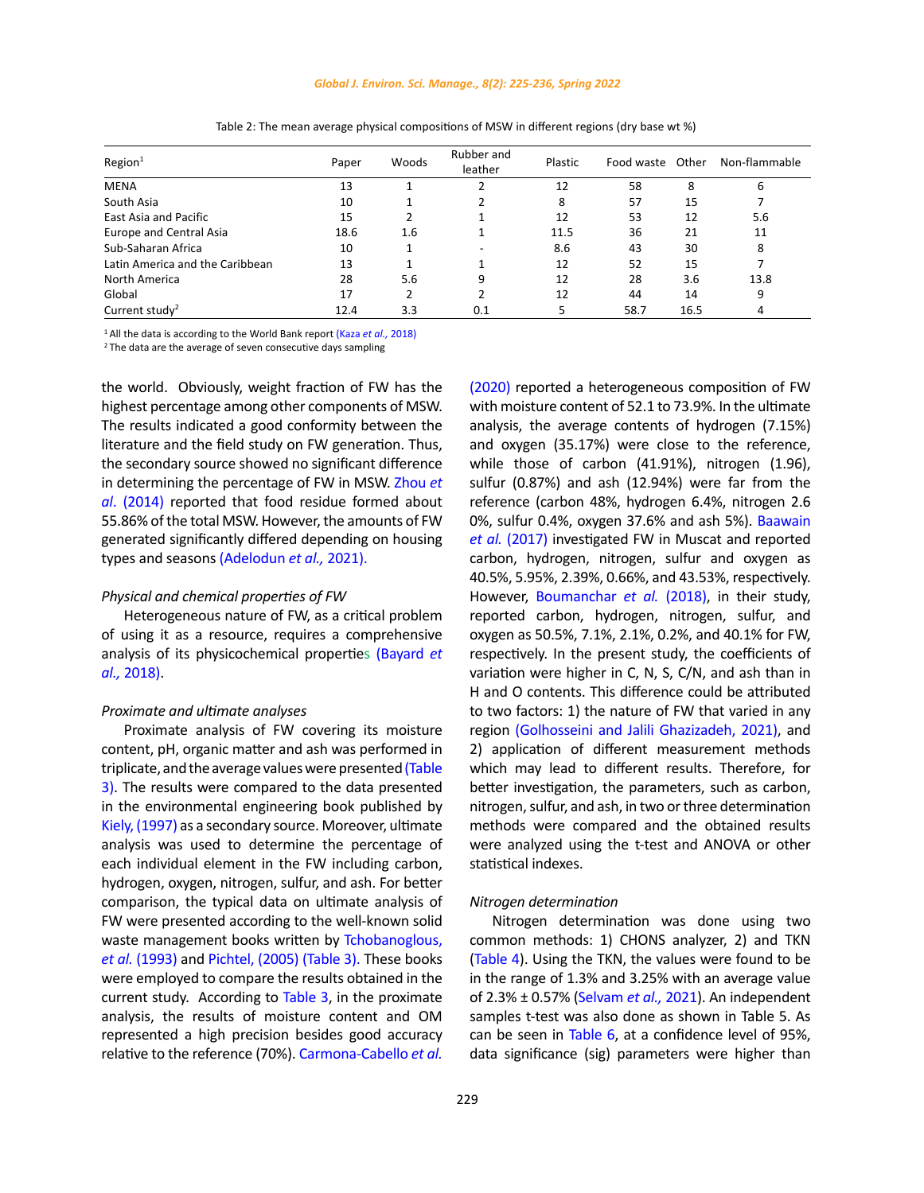Table 2: The mean average physical compositions of MSW in different regions (dry base wt %)

| Region[1] | Paper | Woods | Rubber and leather | Plastic | Food waste | Other | Non-flammable |
|---|---|---|---|---|---|---|---|
| MENA | 13 | 1 | 2 | 12 | 58 | 8 | 6 |
| South Asia | 10 | 1 | 2 | 8 | 57 | 15 | 7 |
| East Asia and Pacific | 15 | 2 | 1 | 12 | 53 | 12 | 5.6 |
| Europe and Central Asia | 18.6 | 1.6 | 1 | 11.5 | 36 | 21 | 11 |
| Sub-Saharan Africa | 10 | 1 | - | 8.6 | 43 | 30 | 8 |
| Latin America and the Caribbean | 13 | 1 | 1 | 12 | 52 | 15 | 7 |
| North America | 28 | 5.6 | 9 | 12 | 28 | 3.6 | 13.8 |
| Global | 17 | 2 | 2 | 12 | 44 | 14 | 9 |
| Current study[2] | 12.4 | 3.3 | 0.1 | 5 | 58.7 | 16.5 | 4 |

[1] All the data is according to the World Bank report (Kaza *et al.*, 2018)
[2] The data are the average of seven consecutive days sampling

the world. Obviously, weight fraction of FW has the highest percentage among other components of MSW. The results indicated a good conformity between the literature and the field study on FW generation. Thus, the secondary source showed no significant difference in determining the percentage of FW in MSW. Zhou *et al*. (2014) reported that food residue formed about 55.86% of the total MSW. However, the amounts of FW generated significantly differed depending on housing types and seasons (Adelodun *et al.,* 2021).

*Physical and chemical properties of FW*

Heterogeneous nature of FW, as a critical problem of using it as a resource, requires a comprehensive analysis of its physicochemical properties (Bayard *et al.,* 2018).

*Proximate and ultimate analyses*

Proximate analysis of FW covering its moisture content, pH, organic matter and ash was performed in triplicate, and the average values were presented (Table 3). The results were compared to the data presented in the environmental engineering book published by Kiely, (1997) as a secondary source. Moreover, ultimate analysis was used to determine the percentage of each individual element in the FW including carbon, hydrogen, oxygen, nitrogen, sulfur, and ash. For better comparison, the typical data on ultimate analysis of FW were presented according to the well-known solid waste management books written by Tchobanoglous, *et al.* (1993) and Pichtel, (2005) (Table 3). These books were employed to compare the results obtained in the current study. According to Table 3, in the proximate analysis, the results of moisture content and OM represented a high precision besides good accuracy relative to the reference (70%). Carmona-Cabello *et al.* (2020) reported a heterogeneous composition of FW with moisture content of 52.1 to 73.9%. In the ultimate analysis, the average contents of hydrogen (7.15%) and oxygen (35.17%) were close to the reference, while those of carbon (41.91%), nitrogen (1.96), sulfur (0.87%) and ash (12.94%) were far from the reference (carbon 48%, hydrogen 6.4%, nitrogen 2.6 0%, sulfur 0.4%, oxygen 37.6% and ash 5%). Baawain *et al.* (2017) investigated FW in Muscat and reported carbon, hydrogen, nitrogen, sulfur and oxygen as 40.5%, 5.95%, 2.39%, 0.66%, and 43.53%, respectively. However, Boumanchar *et al.* (2018), in their study, reported carbon, hydrogen, nitrogen, sulfur, and oxygen as 50.5%, 7.1%, 2.1%, 0.2%, and 40.1% for FW, respectively. In the present study, the coefficients of variation were higher in C, N, S, C/N, and ash than in H and O contents. This difference could be attributed to two factors: 1) the nature of FW that varied in any region (Golhosseini and Jalili Ghazizadeh, 2021), and 2) application of different measurement methods which may lead to different results. Therefore, for better investigation, the parameters, such as carbon, nitrogen, sulfur, and ash, in two or three determination methods were compared and the obtained results were analyzed using the t-test and ANOVA or other statistical indexes.

*Nitrogen determination*

Nitrogen determination was done using two common methods: 1) CHONS analyzer, 2) and TKN (Table 4). Using the TKN, the values were found to be in the range of 1.3% and 3.25% with an average value of 2.3% ± 0.57% (Selvam *et al.,* 2021). An independent samples t-test was also done as shown in Table 5. As can be seen in Table 6, at a confidence level of 95%, data significance (sig) parameters were higher than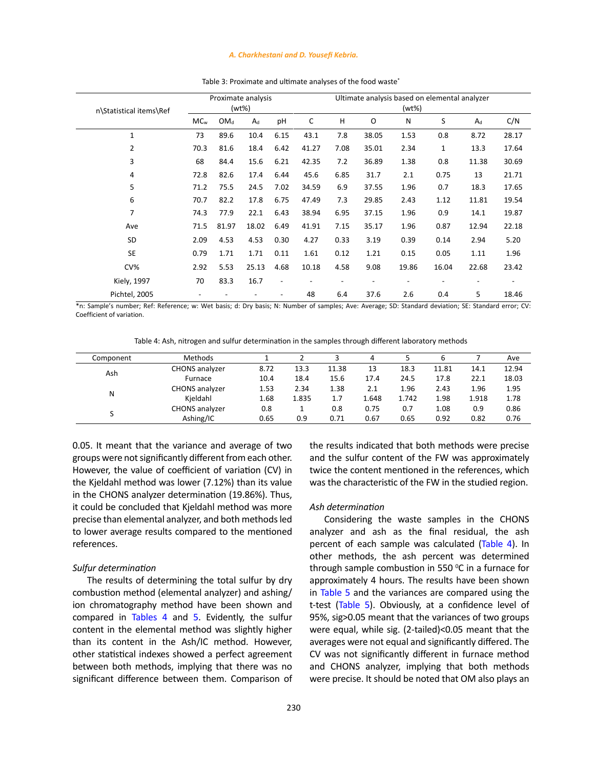Table 3: Proximate and ultimate analyses of the food waste*

| n\Statistical items\Ref | Proximate analysis (wt%) | | | | Ultimate analysis based on elemental analyzer (wt%) | | | | | | |
|---|---|---|---|---|---|---|---|---|---|---|---|
| | $MC_w$ | $OM_d$ | $A_d$ | pH | C | H | O | N | S | $A_d$ | C/N |
| 1 | 73 | 89.6 | 10.4 | 6.15 | 43.1 | 7.8 | 38.05 | 1.53 | 0.8 | 8.72 | 28.17 |
| 2 | 70.3 | 81.6 | 18.4 | 6.42 | 41.27 | 7.08 | 35.01 | 2.34 | 1 | 13.3 | 17.64 |
| 3 | 68 | 84.4 | 15.6 | 6.21 | 42.35 | 7.2 | 36.89 | 1.38 | 0.8 | 11.38 | 30.69 |
| 4 | 72.8 | 82.6 | 17.4 | 6.44 | 45.6 | 6.85 | 31.7 | 2.1 | 0.75 | 13 | 21.71 |
| 5 | 71.2 | 75.5 | 24.5 | 7.02 | 34.59 | 6.9 | 37.55 | 1.96 | 0.7 | 18.3 | 17.65 |
| 6 | 70.7 | 82.2 | 17.8 | 6.75 | 47.49 | 7.3 | 29.85 | 2.43 | 1.12 | 11.81 | 19.54 |
| 7 | 74.3 | 77.9 | 22.1 | 6.43 | 38.94 | 6.95 | 37.15 | 1.96 | 0.9 | 14.1 | 19.87 |
| Ave | 71.5 | 81.97 | 18.02 | 6.49 | 41.91 | 7.15 | 35.17 | 1.96 | 0.87 | 12.94 | 22.18 |
| SD | 2.09 | 4.53 | 4.53 | 0.30 | 4.27 | 0.33 | 3.19 | 0.39 | 0.14 | 2.94 | 5.20 |
| SE | 0.79 | 1.71 | 1.71 | 0.11 | 1.61 | 0.12 | 1.21 | 0.15 | 0.05 | 1.11 | 1.96 |
| CV% | 2.92 | 5.53 | 25.13 | 4.68 | 10.18 | 4.58 | 9.08 | 19.86 | 16.04 | 22.68 | 23.42 |
| Kiely, 1997 | 70 | 83.3 | 16.7 | - | - | - | - | - | - | - | - |
| Pichtel, 2005 | - | - | - | - | 48 | 6.4 | 37.6 | 2.6 | 0.4 | 5 | 18.46 |

*n: Sample's number; Ref: Reference; w: Wet basis; d: Dry basis; N: Number of samples; Ave: Average; SD: Standard deviation; SE: Standard error; CV: Coefficient of variation.

Table 4: Ash, nitrogen and sulfur determination in the samples through different laboratory methods

| Component | Methods | 1 | 2 | 3 | 4 | 5 | 6 | 7 | Ave |
|---|---|---|---|---|---|---|---|---|---|
| Ash | CHONS analyzer | 8.72 | 13.3 | 11.38 | 13 | 18.3 | 11.81 | 14.1 | 12.94 |
| | Furnace | 10.4 | 18.4 | 15.6 | 17.4 | 24.5 | 17.8 | 22.1 | 18.03 |
| N | CHONS analyzer | 1.53 | 2.34 | 1.38 | 2.1 | 1.96 | 2.43 | 1.96 | 1.95 |
| | Kjeldahl | 1.68 | 1.835 | 1.7 | 1.648 | 1.742 | 1.98 | 1.918 | 1.78 |
| S | CHONS analyzer | 0.8 | 1 | 0.8 | 0.75 | 0.7 | 1.08 | 0.9 | 0.86 |
| | Ashing/IC | 0.65 | 0.9 | 0.71 | 0.67 | 0.65 | 0.92 | 0.82 | 0.76 |

0.05. It meant that the variance and average of two groups were not significantly different from each other. However, the value of coefficient of variation (CV) in the Kjeldahl method was lower (7.12%) than its value in the CHONS analyzer determination (19.86%). Thus, it could be concluded that Kjeldahl method was more precise than elemental analyzer, and both methods led to lower average results compared to the mentioned references.

*Sulfur determination*

The results of determining the total sulfur by dry combustion method (elemental analyzer) and ashing/ion chromatography method have been shown and compared in Tables 4 and 5. Evidently, the sulfur content in the elemental method was slightly higher than its content in the Ash/IC method. However, other statistical indexes showed a perfect agreement between both methods, implying that there was no significant difference between them. Comparison of the results indicated that both methods were precise and the sulfur content of the FW was approximately twice the content mentioned in the references, which was the characteristic of the FW in the studied region.

*Ash determination*

Considering the waste samples in the CHONS analyzer and ash as the final residual, the ash percent of each sample was calculated (Table 4). In other methods, the ash percent was determined through sample combustion in 550 $^0$C in a furnace for approximately 4 hours. The results have been shown in Table 5 and the variances are compared using the t-test (Table 5). Obviously, at a confidence level of 95%, sig>0.05 meant that the variances of two groups were equal, while sig. (2-tailed)<0.05 meant that the averages were not equal and significantly differed. The CV was not significantly different in furnace method and CHONS analyzer, implying that both methods were precise. It should be noted that OM also plays an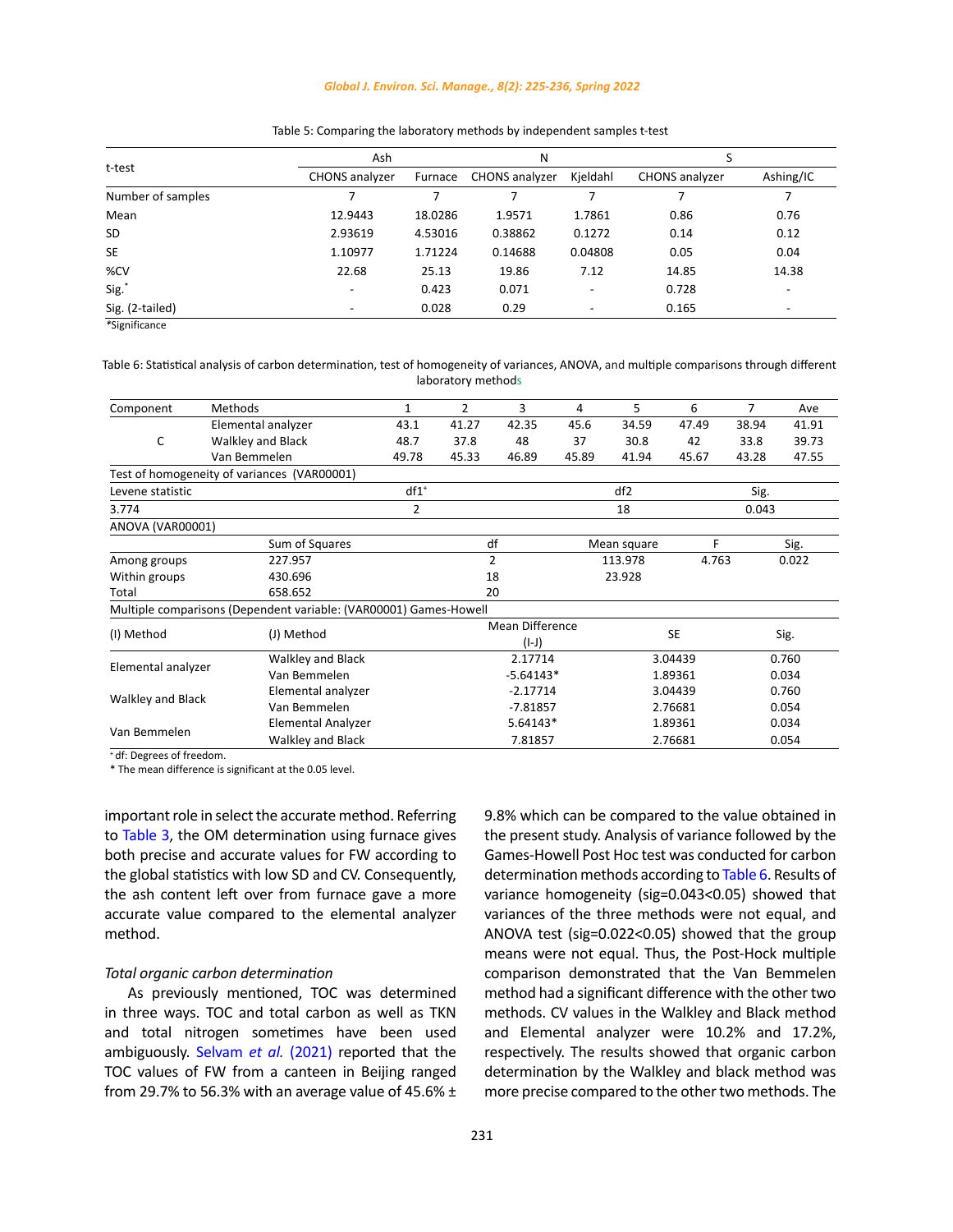Table 5: Comparing the laboratory methods by independent samples t-test

| t-test | Ash | | N | | S | |
|---|---|---|---|---|---|---|
| | CHONS analyzer | Furnace | CHONS analyzer | Kjeldahl | CHONS analyzer | Ashing/IC |
| Number of samples | 7 | 7 | 7 | 7 | 7 | 7 |
| Mean | 12.9443 | 18.0286 | 1.9571 | 1.7861 | 0.86 | 0.76 |
| SD | 2.93619 | 4.53016 | 0.38862 | 0.1272 | 0.14 | 0.12 |
| SE | 1.10977 | 1.71224 | 0.14688 | 0.04808 | 0.05 | 0.04 |
| %CV | 22.68 | 25.13 | 19.86 | 7.12 | 14.85 | 14.38 |
| Sig.* | - | 0.423 | 0.071 | - | 0.728 | - |
| Sig. (2-tailed) | - | 0.028 | 0.29 | - | 0.165 | - |

*Significance

Table 6: Statistical analysis of carbon determination, test of homogeneity of variances, ANOVA, and multiple comparisons through different laboratory methods

| Component | Methods | 1 | 2 | 3 | 4 | 5 | 6 | 7 | Ave |
|---|---|---|---|---|---|---|---|---|---|
| C | Elemental analyzer | 43.1 | 41.27 | 42.35 | 45.6 | 34.59 | 47.49 | 38.94 | 41.91 |
| | Walkley and Black | 48.7 | 37.8 | 48 | 37 | 30.8 | 42 | 33.8 | 39.73 |
| | Van Bemmelen | 49.78 | 45.33 | 46.89 | 45.89 | 41.94 | 45.67 | 43.28 | 47.55 |

Test of homogeneity of variances (VAR00001)

| Levene statistic | df1[+] | df2 | Sig. |
|---|---|---|---|
| 3.774 | 2 | 18 | 0.043 |

ANOVA (VAR00001)

| | Sum of Squares | df | Mean square | F | Sig. |
|---|---|---|---|---|---|
| Among groups | 227.957 | 2 | 113.978 | 4.763 | 0.022 |
| Within groups | 430.696 | 18 | 23.928 | | |
| Total | 658.652 | 20 | | | |

Multiple comparisons (Dependent variable: (VAR00001) Games-Howell

| (I) Method | (J) Method | Mean Difference (I-J) | SE | Sig. |
|---|---|---|---|---|
| Elemental analyzer | Walkley and Black | 2.17714 | 3.04439 | 0.760 |
| | Van Bemmelen | -5.64143* | 1.89361 | 0.034 |
| Walkley and Black | Elemental analyzer | -2.17714 | 3.04439 | 0.760 |
| | Van Bemmelen | -7.81857 | 2.76681 | 0.054 |
| Van Bemmelen | Elemental Analyzer | 5.64143* | 1.89361 | 0.034 |
| | Walkley and Black | 7.81857 | 2.76681 | 0.054 |

[+]df: Degrees of freedom.
* The mean difference is significant at the 0.05 level.

important role in select the accurate method. Referring to Table 3, the OM determination using furnace gives both precise and accurate values for FW according to the global statistics with low SD and CV. Consequently, the ash content left over from furnace gave a more accurate value compared to the elemental analyzer method.

*Total organic carbon determination*

As previously mentioned, TOC was determined in three ways. TOC and total carbon as well as TKN and total nitrogen sometimes have been used ambiguously. Selvam *et al.* (2021) reported that the TOC values of FW from a canteen in Beijing ranged from 29.7% to 56.3% with an average value of 45.6% ± 9.8% which can be compared to the value obtained in the present study. Analysis of variance followed by the Games-Howell Post Hoc test was conducted for carbon determination methods according to Table 6. Results of variance homogeneity (sig=0.043<0.05) showed that variances of the three methods were not equal, and ANOVA test (sig=0.022<0.05) showed that the group means were not equal. Thus, the Post-Hock multiple comparison demonstrated that the Van Bemmelen method had a significant difference with the other two methods. CV values in the Walkley and Black method and Elemental analyzer were 10.2% and 17.2%, respectively. The results showed that organic carbon determination by the Walkley and black method was more precise compared to the other two methods. The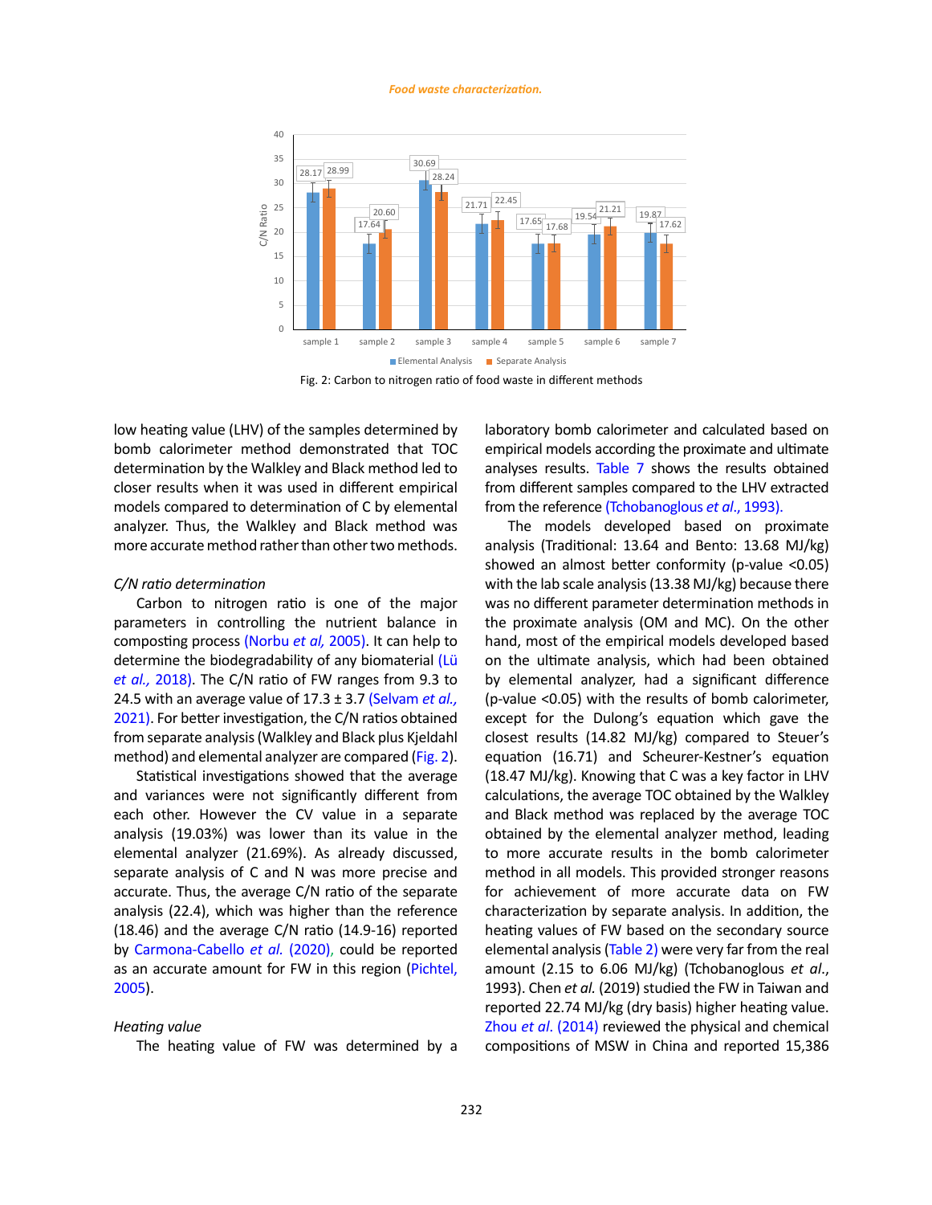Fig. 2: Carbon to nitrogen ratio of food waste in different methods

low heating value (LHV) of the samples determined by bomb calorimeter method demonstrated that TOC determination by the Walkley and Black method led to closer results when it was used in different empirical models compared to determination of C by elemental analyzer. Thus, the Walkley and Black method was more accurate method rather than other two methods.

### *C/N ratio determination*

Carbon to nitrogen ratio is one of the major parameters in controlling the nutrient balance in composting process (Norbu *et al,* 2005). It can help to determine the biodegradability of any biomaterial (Lü *et al.,* 2018). The C/N ratio of FW ranges from 9.3 to 24.5 with an average value of 17.3 ± 3.7 (Selvam *et al.,* 2021). For better investigation, the C/N ratios obtained from separate analysis (Walkley and Black plus Kjeldahl method) and elemental analyzer are compared (Fig. 2).

Statistical investigations showed that the average and variances were not significantly different from each other. However the CV value in a separate analysis (19.03%) was lower than its value in the elemental analyzer (21.69%). As already discussed, separate analysis of C and N was more precise and accurate. Thus, the average C/N ratio of the separate analysis (22.4), which was higher than the reference (18.46) and the average C/N ratio (14.9-16) reported by Carmona-Cabello *et al.* (2020), could be reported as an accurate amount for FW in this region (Pichtel, 2005).

### *Heating value*

The heating value of FW was determined by a laboratory bomb calorimeter and calculated based on empirical models according the proximate and ultimate analyses results. Table 7 shows the results obtained from different samples compared to the LHV extracted from the reference (Tchobanoglous *et al*., 1993).

The models developed based on proximate analysis (Traditional: 13.64 and Bento: 13.68 MJ/kg) showed an almost better conformity (p-value <0.05) with the lab scale analysis (13.38 MJ/kg) because there was no different parameter determination methods in the proximate analysis (OM and MC). On the other hand, most of the empirical models developed based on the ultimate analysis, which had been obtained by elemental analyzer, had a significant difference (p-value <0.05) with the results of bomb calorimeter, except for the Dulong's equation which gave the closest results (14.82 MJ/kg) compared to Steuer's equation (16.71) and Scheurer-Kestner's equation (18.47 MJ/kg). Knowing that C was a key factor in LHV calculations, the average TOC obtained by the Walkley and Black method was replaced by the average TOC obtained by the elemental analyzer method, leading to more accurate results in the bomb calorimeter method in all models. This provided stronger reasons for achievement of more accurate data on FW characterization by separate analysis. In addition, the heating values of FW based on the secondary source elemental analysis (Table 2) were very far from the real amount (2.15 to 6.06 MJ/kg) (Tchobanoglous *et al.*, 1993). Chen *et al.* (2019) studied the FW in Taiwan and reported 22.74 MJ/kg (dry basis) higher heating value. Zhou *et al*. (2014) reviewed the physical and chemical compositions of MSW in China and reported 15,386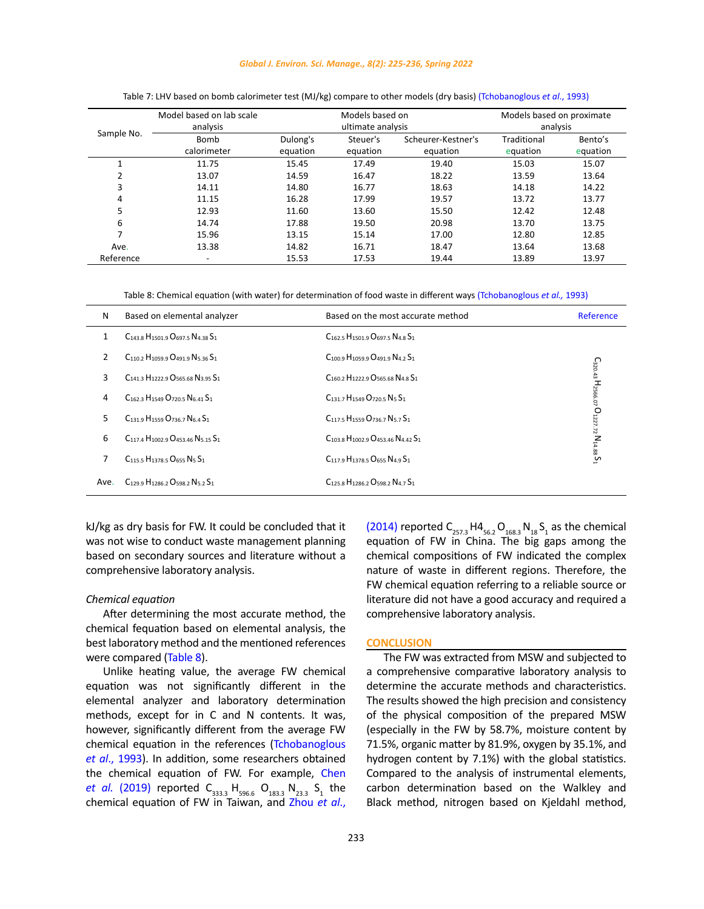Table 7: LHV based on bomb calorimeter test (MJ/kg) compare to other models (dry basis) (Tchobanoglous *et al.*, 1993)

| Sample No. | Model based on lab scale analysis | Models based on ultimate analysis | | | Models based on proximate analysis | |
|---|---|---|---|---|---|---|
| | Bomb calorimeter | Dulong's equation | Steuer's equation | Scheurer-Kestner's equation | Traditional equation | Bento's equation |
| 1 | 11.75 | 15.45 | 17.49 | 19.40 | 15.03 | 15.07 |
| 2 | 13.07 | 14.59 | 16.47 | 18.22 | 13.59 | 13.64 |
| 3 | 14.11 | 14.80 | 16.77 | 18.63 | 14.18 | 14.22 |
| 4 | 11.15 | 16.28 | 17.99 | 19.57 | 13.72 | 13.77 |
| 5 | 12.93 | 11.60 | 13.60 | 15.50 | 12.42 | 12.48 |
| 6 | 14.74 | 17.88 | 19.50 | 20.98 | 13.70 | 13.75 |
| 7 | 15.96 | 13.15 | 15.14 | 17.00 | 12.80 | 12.85 |
| Ave. | 13.38 | 14.82 | 16.71 | 18.47 | 13.64 | 13.68 |
| Reference | - | 15.53 | 17.53 | 19.44 | 13.89 | 13.97 |

Table 8: Chemical equation (with water) for determination of food waste in different ways (Tchobanoglous *et al.*, 1993)

| N | Based on elemental analyzer | Based on the most accurate method | Reference |
|---|---|---|---|
| 1 | $C_{143.8}H_{1501.9}O_{697.5}N_{4.38}S_1$ | $C_{162.5}H_{1501.9}O_{697.5}N_{4.8}S_1$ | $C_{320.43}H_{2566.07}O_{1227.72}N_{14.88}S_1$ |
| 2 | $C_{110.2}H_{1059.9}O_{491.9}N_{5.36}S_1$ | $C_{100.9}H_{1059.9}O_{491.9}N_{4.2}S_1$ | |
| 3 | $C_{141.3}H_{1222.9}O_{565.68}N_{3.95}S_1$ | $C_{160.2}H_{1222.9}O_{565.68}N_{4.8}S_1$ | |
| 4 | $C_{162.3}H_{1549}O_{720.5}N_{6.41}S_1$ | $C_{131.7}H_{1549}O_{720.5}N_5S_1$ | |
| 5 | $C_{131.9}H_{1559}O_{736.7}N_{6.4}S_1$ | $C_{117.5}H_{1559}O_{736.7}N_{5.7}S_1$ | |
| 6 | $C_{117.4}H_{1002.9}O_{453.46}N_{5.15}S_1$ | $C_{103.8}H_{1002.9}O_{453.46}N_{4.42}S_1$ | |
| 7 | $C_{115.5}H_{1378.5}O_{655}N_5S_1$ | $C_{117.9}H_{1378.5}O_{655}N_{4.9}S_1$ | |
| Ave. | $C_{129.9}H_{1286.2}O_{598.2}N_{5.2}S_1$ | $C_{125.8}H_{1286.2}O_{598.2}N_{4.7}S_1$ | |

kJ/kg as dry basis for FW. It could be concluded that it was not wise to conduct waste management planning based on secondary sources and literature without a comprehensive laboratory analysis.

*Chemical equation*

After determining the most accurate method, the chemical fequation based on elemental analysis, the best laboratory method and the mentioned references were compared (Table 8).

Unlike heating value, the average FW chemical equation was not significantly different in the elemental analyzer and laboratory determination methods, except for in C and N contents. It was, however, significantly different from the average FW chemical equation in the references (Tchobanoglous *et al.*, 1993). In addition, some researchers obtained the chemical equation of FW. For example, Chen *et al.* (2019) reported $C_{333.3}H_{596.6}O_{183.3}N_{23.3}S_1$ the chemical equation of FW in Taiwan, and Zhou *et al.*, (2014) reported $C_{257.3}H4_{56.2}O_{168.3}N_{18}S_1$ as the chemical equation of FW in China. The big gaps among the chemical compositions of FW indicated the complex nature of waste in different regions. Therefore, the FW chemical equation referring to a reliable source or literature did not have a good accuracy and required a comprehensive laboratory analysis.

## CONCLUSION

The FW was extracted from MSW and subjected to a comprehensive comparative laboratory analysis to determine the accurate methods and characteristics. The results showed the high precision and consistency of the physical composition of the prepared MSW (especially in the FW by 58.7%, moisture content by 71.5%, organic matter by 81.9%, oxygen by 35.1%, and hydrogen content by 7.1%) with the global statistics. Compared to the analysis of instrumental elements, carbon determination based on the Walkley and Black method, nitrogen based on Kjeldahl method,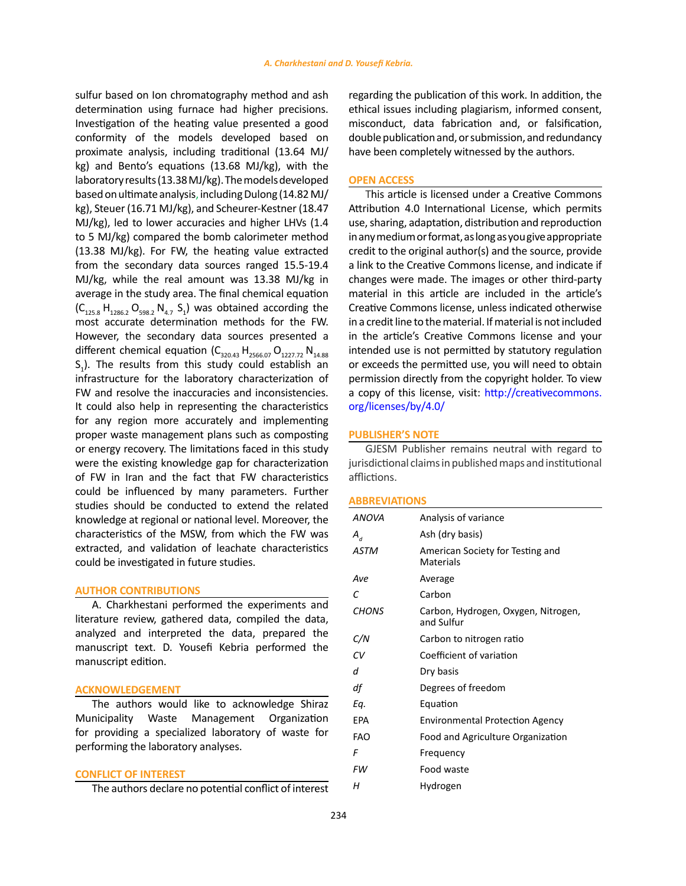sulfur based on Ion chromatography method and ash determination using furnace had higher precisions. Investigation of the heating value presented a good conformity of the models developed based on proximate analysis, including traditional (13.64 MJ/kg) and Bento's equations (13.68 MJ/kg), with the laboratory results (13.38 MJ/kg). The models developed based on ultimate analysis, including Dulong (14.82 MJ/kg), Steuer (16.71 MJ/kg), and Scheurer-Kestner (18.47 MJ/kg), led to lower accuracies and higher LHVs (1.4 to 5 MJ/kg) compared the bomb calorimeter method (13.38 MJ/kg). For FW, the heating value extracted from the secondary data sources ranged 15.5-19.4 MJ/kg, while the real amount was 13.38 MJ/kg in average in the study area. The final chemical equation ($C_{125.8}$ $H_{1286.2}$ $O_{598.2}$ $N_{4.7}$ $S_1$) was obtained according the most accurate determination methods for the FW. However, the secondary data sources presented a different chemical equation ($C_{320.43}$ $H_{2566.07}$ $O_{1227.72}$ $N_{14.88}$ $S_1$). The results from this study could establish an infrastructure for the laboratory characterization of FW and resolve the inaccuracies and inconsistencies. It could also help in representing the characteristics for any region more accurately and implementing proper waste management plans such as composting or energy recovery. The limitations faced in this study were the existing knowledge gap for characterization of FW in Iran and the fact that FW characteristics could be influenced by many parameters. Further studies should be conducted to extend the related knowledge at regional or national level. Moreover, the characteristics of the MSW, from which the FW was extracted, and validation of leachate characteristics could be investigated in future studies.

## AUTHOR CONTRIBUTIONS

A. Charkhestani performed the experiments and literature review, gathered data, compiled the data, analyzed and interpreted the data, prepared the manuscript text. D. Yousefi Kebria performed the manuscript edition.

## ACKNOWLEDGEMENT

The authors would like to acknowledge Shiraz Municipality Waste Management Organization for providing a specialized laboratory of waste for performing the laboratory analyses.

## CONFLICT OF INTEREST

The authors declare no potential conflict of interest regarding the publication of this work. In addition, the ethical issues including plagiarism, informed consent, misconduct, data fabrication and, or falsification, double publication and, or submission, and redundancy have been completely witnessed by the authors.

## OPEN ACCESS

This article is licensed under a Creative Commons Attribution 4.0 International License, which permits use, sharing, adaptation, distribution and reproduction in any medium or format, as long as you give appropriate credit to the original author(s) and the source, provide a link to the Creative Commons license, and indicate if changes were made. The images or other third-party material in this article are included in the article's Creative Commons license, unless indicated otherwise in a credit line to the material. If material is not included in the article's Creative Commons license and your intended use is not permitted by statutory regulation or exceeds the permitted use, you will need to obtain permission directly from the copyright holder. To view a copy of this license, visit: http://creativecommons.org/licenses/by/4.0/

## PUBLISHER'S NOTE

GJESM Publisher remains neutral with regard to jurisdictional claims in published maps and institutional afflictions.

## ABBREVIATIONS

| | |
|---|---|
| *ANOVA* | Analysis of variance |
| $A_d$ | Ash (dry basis) |
| *ASTM* | American Society for Testing and Materials |
| *Ave* | Average |
| *C* | Carbon |
| *CHONS* | Carbon, Hydrogen, Oxygen, Nitrogen, and Sulfur |
| *C/N* | Carbon to nitrogen ratio |
| *CV* | Coefficient of variation |
| *d* | Dry basis |
| *df* | Degrees of freedom |
| *Eq.* | Equation |
| EPA | Environmental Protection Agency |
| FAO | Food and Agriculture Organization |
| *F* | Frequency |
| *FW* | Food waste |
| *H* | Hydrogen |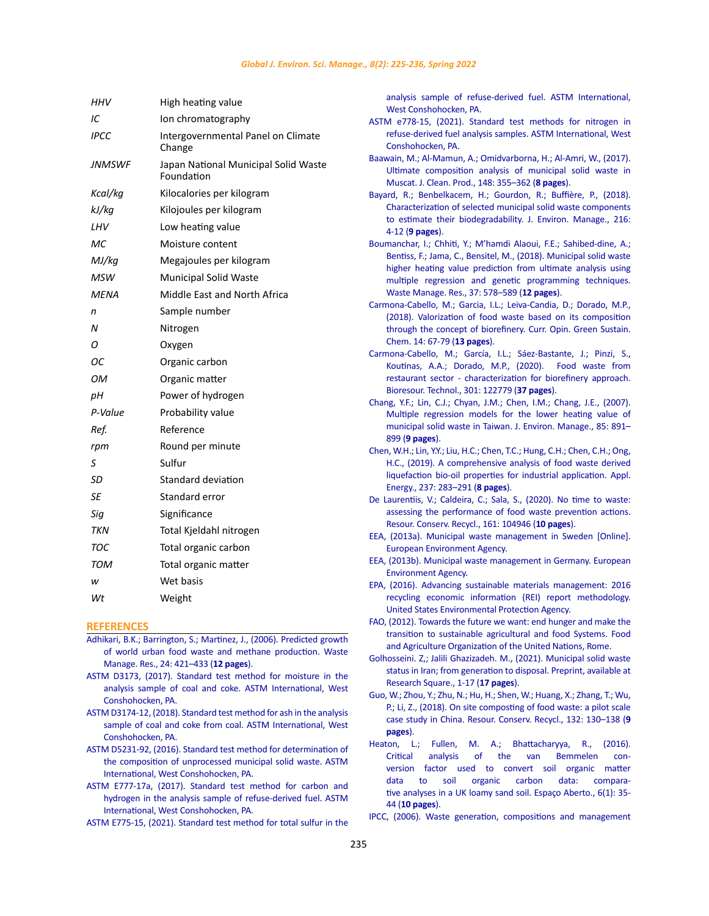| | |
|---|---|
| *HHV* | High heating value |
| *IC* | Ion chromatography |
| *IPCC* | Intergovernmental Panel on Climate Change |
| *JNMSWF* | Japan National Municipal Solid Waste Foundation |
| *Kcal/kg* | Kilocalories per kilogram |
| *kJ/kg* | Kilojoules per kilogram |
| *LHV* | Low heating value |
| *MC* | Moisture content |
| *MJ/kg* | Megajoules per kilogram |
| *MSW* | Municipal Solid Waste |
| *MENA* | Middle East and North Africa |
| *n* | Sample number |
| *N* | Nitrogen |
| *O* | Oxygen |
| *OC* | Organic carbon |
| *OM* | Organic matter |
| *pH* | Power of hydrogen |
| *P-Value* | Probability value |
| *Ref.* | Reference |
| *rpm* | Round per minute |
| *S* | Sulfur |
| *SD* | Standard deviation |
| *SE* | Standard error |
| *Sig* | Significance |
| *TKN* | Total Kjeldahl nitrogen |
| *TOC* | Total organic carbon |
| *TOM* | Total organic matter |
| *w* | Wet basis |
| *Wt* | Weight |

## REFERENCES

Adhikari, B.K.; Barrington, S.; Martinez, J., (2006). Predicted growth of world urban food waste and methane production. Waste Manage. Res., 24: 421–433 (**12 pages**).

ASTM D3173, (2017). Standard test method for moisture in the analysis sample of coal and coke. ASTM International, West Conshohocken, PA.

ASTM D3174-12, (2018). Standard test method for ash in the analysis sample of coal and coke from coal. ASTM International, West Conshohocken, PA.

ASTM D5231-92, (2016). Standard test method for determination of the composition of unprocessed municipal solid waste. ASTM International, West Conshohocken, PA.

ASTM E777-17a, (2017). Standard test method for carbon and hydrogen in the analysis sample of refuse-derived fuel. ASTM International, West Conshohocken, PA.

ASTM E775-15, (2021). Standard test method for total sulfur in the analysis sample of refuse-derived fuel. ASTM International, West Conshohocken, PA.

ASTM e778-15, (2021). Standard test methods for nitrogen in refuse-derived fuel analysis samples. ASTM International, West Conshohocken, PA.

Baawain, M.; Al-Mamun, A.; Omidvarborna, H.; Al-Amri, W., (2017). Ultimate composition analysis of municipal solid waste in Muscat. J. Clean. Prod., 148: 355–362 (**8 pages**).

Bayard, R.; Benbelkacem, H.; Gourdon, R.; Buffière, P., (2018). Characterization of selected municipal solid waste components to estimate their biodegradability. J. Environ. Manage., 216: 4-12 (**9 pages**).

Boumanchar, I.; Chhiti, Y.; M'hamdi Alaoui, F.E.; Sahibed-dine, A.; Bentiss, F.; Jama, C.; Bensitel, M., (2018). Municipal solid waste higher heating value prediction from ultimate analysis using multiple regression and genetic programming techniques. Waste Manage. Res., 37: 578–589 (**12 pages**).

Carmona-Cabello, M.; Garcia, I.L.; Leiva-Candia, D.; Dorado, M.P., (2018). Valorization of food waste based on its composition through the concept of biorefinery. Curr. Opin. Green Sustain. Chem. 14: 67-79 (**13 pages**).

Carmona-Cabello, M.; García, I.L.; Sáez-Bastante, J.; Pinzi, S., Koutinas, A.A.; Dorado, M.P., (2020). Food waste from restaurant sector - characterization for biorefinery approach. Bioresour. Technol., 301: 122779 (**37 pages**).

Chang, Y.F.; Lin, C.J.; Chyan, J.M.; Chen, I.M.; Chang, J.E., (2007). Multiple regression models for the lower heating value of municipal solid waste in Taiwan. J. Environ. Manage., 85: 891–899 (**9 pages**).

Chen, W.H.; Lin, Y.Y.; Liu, H.C.; Chen, T.C.; Hung, C.H.; Chen, C.H.; Ong, H.C., (2019). A comprehensive analysis of food waste derived liquefaction bio-oil properties for industrial application. Appl. Energy., 237: 283–291 (**8 pages**).

De Laurentiis, V.; Caldeira, C.; Sala, S., (2020). No time to waste: assessing the performance of food waste prevention actions. Resour. Conserv. Recycl., 161: 104946 (**10 pages**).

EEA, (2013a). Municipal waste management in Sweden [Online]. European Environment Agency.

EEA, (2013b). Municipal waste management in Germany. European Environment Agency.

EPA, (2016). Advancing sustainable materials management: 2016 recycling economic information (REI) report methodology. United States Environmental Protection Agency.

FAO, (2012). Towards the future we want: end hunger and make the transition to sustainable agricultural and food Systems. Food and Agriculture Organization of the United Nations, Rome.

Golhosseini. Z,; Jalili Ghazizadeh. M., (2021). Municipal solid waste status in Iran; from generation to disposal. Preprint, available at Research Square., 1-17 (**17 pages**).

Guo, W.; Zhou, Y.; Zhu, N.; Hu, H.; Shen, W.; Huang, X.; Zhang, T.; Wu, P.; Li, Z., (2018). On site composting of food waste: a pilot scale case study in China. Resour. Conserv. Recycl., 132: 130–138 (**9 pages**).

Heaton, L.; Fullen, M. A.; Bhattacharyya, R., (2016). Critical analysis of the van Bemmelen conversion factor used to convert soil organic matter data to soil organic carbon data: comparative analyses in a UK loamy sand soil. Espaço Aberto., 6(1): 35-44 (**10 pages**).

IPCC, (2006). Waste generation, compositions and management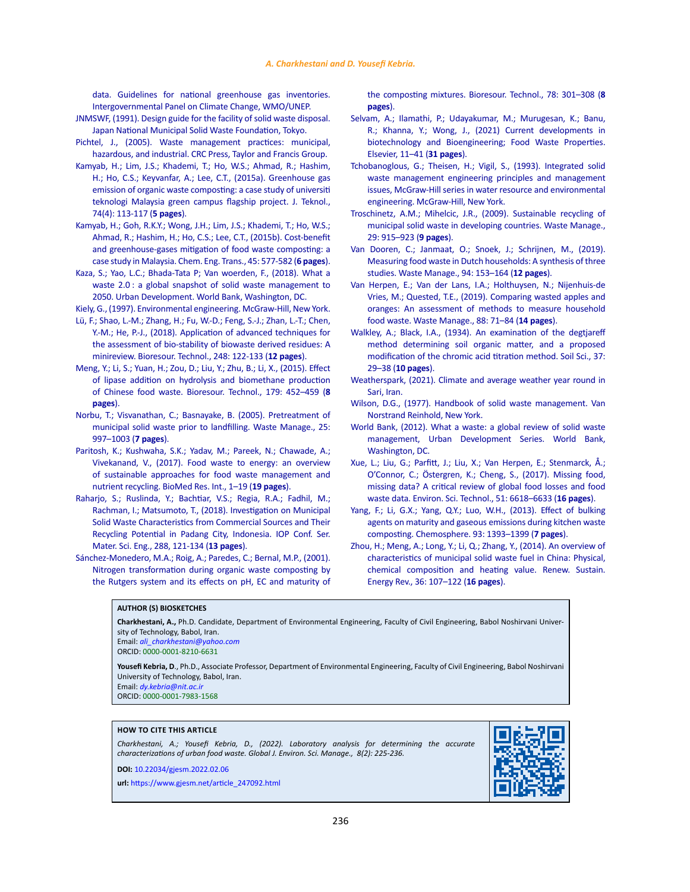data. Guidelines for national greenhouse gas inventories. Intergovernmental Panel on Climate Change, WMO/UNEP.

JNMSWF, (1991). Design guide for the facility of solid waste disposal. Japan National Municipal Solid Waste Foundation, Tokyo.

Pichtel, J., (2005). Waste management practices: municipal, hazardous, and industrial. CRC Press, Taylor and Francis Group.

Kamyab, H.; Lim, J.S.; Khademi, T.; Ho, W.S.; Ahmad, R.; Hashim, H.; Ho, C.S.; Keyvanfar, A.; Lee, C.T., (2015a). Greenhouse gas emission of organic waste composting: a case study of universiti teknologi Malaysia green campus flagship project. J. Teknol., 74(4): 113-117 (**5 pages**).

Kamyab, H.; Goh, R.K.Y.; Wong, J.H.; Lim, J.S.; Khademi, T.; Ho, W.S.; Ahmad, R.; Hashim, H.; Ho, C.S.; Lee, C.T., (2015b). Cost-benefit and greenhouse-gases mitigation of food waste composting: a case study in Malaysia. Chem. Eng. Trans., 45: 577-582 (**6 pages**).

Kaza, S.; Yao, L.C.; Bhada-Tata P; Van woerden, F., (2018). What a waste 2.0 : a global snapshot of solid waste management to 2050. Urban Development. World Bank, Washington, DC.

Kiely, G., (1997). Environmental engineering. McGraw-Hill, New York.

Lü, F.; Shao, L.-M.; Zhang, H.; Fu, W.-D.; Feng, S.-J.; Zhan, L.-T.; Chen, Y.-M.; He, P.-J., (2018). Application of advanced techniques for the assessment of bio-stability of biowaste derived residues: A minireview. Bioresour. Technol., 248: 122-133 (**12 pages**).

Meng, Y.; Li, S.; Yuan, H.; Zou, D.; Liu, Y.; Zhu, B.; Li, X., (2015). Effect of lipase addition on hydrolysis and biomethane production of Chinese food waste. Bioresour. Technol., 179: 452–459 (**8 pages**).

Norbu, T.; Visvanathan, C.; Basnayake, B. (2005). Pretreatment of municipal solid waste prior to landfilling. Waste Manage., 25: 997–1003 (**7 pages**).

Paritosh, K.; Kushwaha, S.K.; Yadav, M.; Pareek, N.; Chawade, A.; Vivekanand, V., (2017). Food waste to energy: an overview of sustainable approaches for food waste management and nutrient recycling. BioMed Res. Int., 1–19 (**19 pages**).

Raharjo, S.; Ruslinda, Y.; Bachtiar, V.S.; Regia, R.A.; Fadhil, M.; Rachman, I.; Matsumoto, T., (2018). Investigation on Municipal Solid Waste Characteristics from Commercial Sources and Their Recycling Potential in Padang City, Indonesia. IOP Conf. Ser. Mater. Sci. Eng., 288, 121-134 (**13 pages**).

Sánchez-Monedero, M.A.; Roig, A.; Paredes, C.; Bernal, M.P., (2001). Nitrogen transformation during organic waste composting by the Rutgers system and its effects on pH, EC and maturity of the composting mixtures. Bioresour. Technol., 78: 301–308 (**8 pages**).

Selvam, A.; Ilamathi, P.; Udayakumar, M.; Murugesan, K.; Banu, R.; Khanna, Y.; Wong, J., (2021) Current developments in biotechnology and Bioengineering; Food Waste Properties. Elsevier, 11–41 (**31 pages**).

Tchobanoglous, G.; Theisen, H.; Vigil, S., (1993). Integrated solid waste management engineering principles and management issues, McGraw-Hill series in water resource and environmental engineering. McGraw-Hill, New York.

Troschinetz, A.M.; Mihelcic, J.R., (2009). Sustainable recycling of municipal solid waste in developing countries. Waste Manage., 29: 915–923 (**9 pages**).

Van Dooren, C.; Janmaat, O.; Snoek, J.; Schrijnen, M., (2019). Measuring food waste in Dutch households: A synthesis of three studies. Waste Manage., 94: 153–164 (**12 pages**).

Van Herpen, E.; Van der Lans, I.A.; Holthuysen, N.; Nijenhuis-de Vries, M.; Quested, T.E., (2019). Comparing wasted apples and oranges: An assessment of methods to measure household food waste. Waste Manage., 88: 71–84 (**14 pages**).

Walkley, A.; Black, I.A., (1934). An examination of the degtjareff method determining soil organic matter, and a proposed modification of the chromic acid titration method. Soil Sci., 37: 29–38 (**10 pages**).

Weatherspark, (2021). Climate and average weather year round in Sari, Iran.

Wilson, D.G., (1977). Handbook of solid waste management. Van Norstrand Reinhold, New York.

World Bank, (2012). What a waste: a global review of solid waste management, Urban Development Series. World Bank, Washington, DC.

Xue, L.; Liu, G.; Parfitt, J.; Liu, X.; Van Herpen, E.; Stenmarck, Å.; O'Connor, C.; Östergren, K.; Cheng, S., (2017). Missing food, missing data? A critical review of global food losses and food waste data. Environ. Sci. Technol., 51: 6618–6633 (**16 pages**).

Yang, F.; Li, G.X.; Yang, Q.Y.; Luo, W.H., (2013). Effect of bulking agents on maturity and gaseous emissions during kitchen waste composting. Chemosphere. 93: 1393–1399 (**7 pages**).

Zhou, H.; Meng, A.; Long, Y.; Li, Q.; Zhang, Y., (2014). An overview of characteristics of municipal solid waste fuel in China: Physical, chemical composition and heating value. Renew. Sustain. Energy Rev., 36: 107–122 (**16 pages**).

**AUTHOR (S) BIOSKETCHES**

**Charkhestani, A.,** Ph.D. Candidate, Department of Environmental Engineering, Faculty of Civil Engineering, Babol Noshirvani University of Technology, Babol, Iran.
Email: *ali_charkhestani@yahoo.com*
ORCID: 0000-0001-8210-6631

**Yousefi Kebria, D**., Ph.D., Associate Professor, Department of Environmental Engineering, Faculty of Civil Engineering, Babol Noshirvani University of Technology, Babol, Iran.
Email: *dy.kebria@nit.ac.ir*
ORCID: 0000-0001-7983-1568

**HOW TO CITE THIS ARTICLE**

*Charkhestani, A.; Yousefi Kebria, D., (2022). Laboratory analysis for determining the accurate characterizations of urban food waste. Global J. Environ. Sci. Manage., 8(2): 225-236.*

**DOI:** 10.22034/gjesm.2022.02.06

**url:** https://www.gjesm.net/article_247092.html